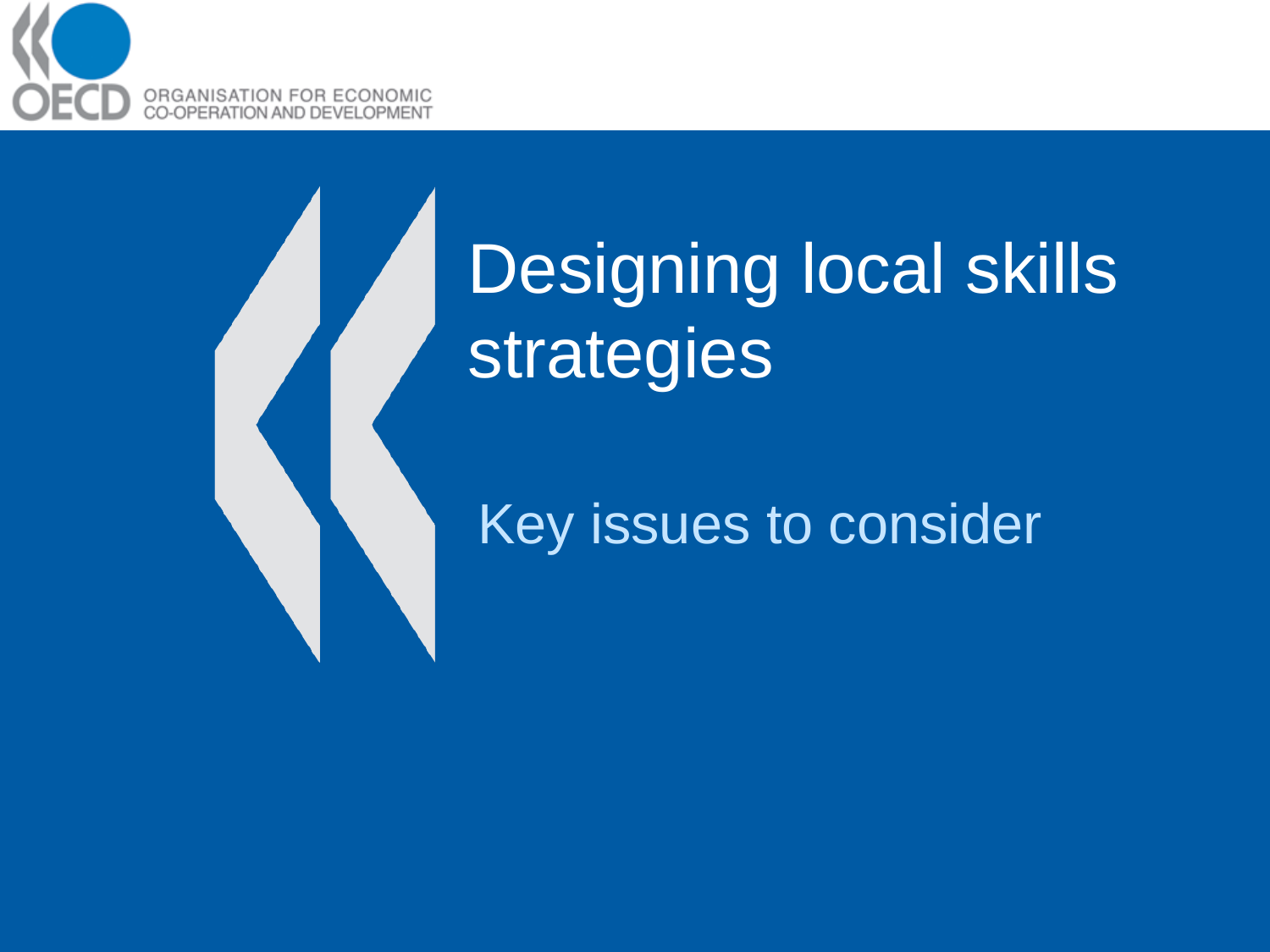# Designing local skills strategies

## Key issues to consider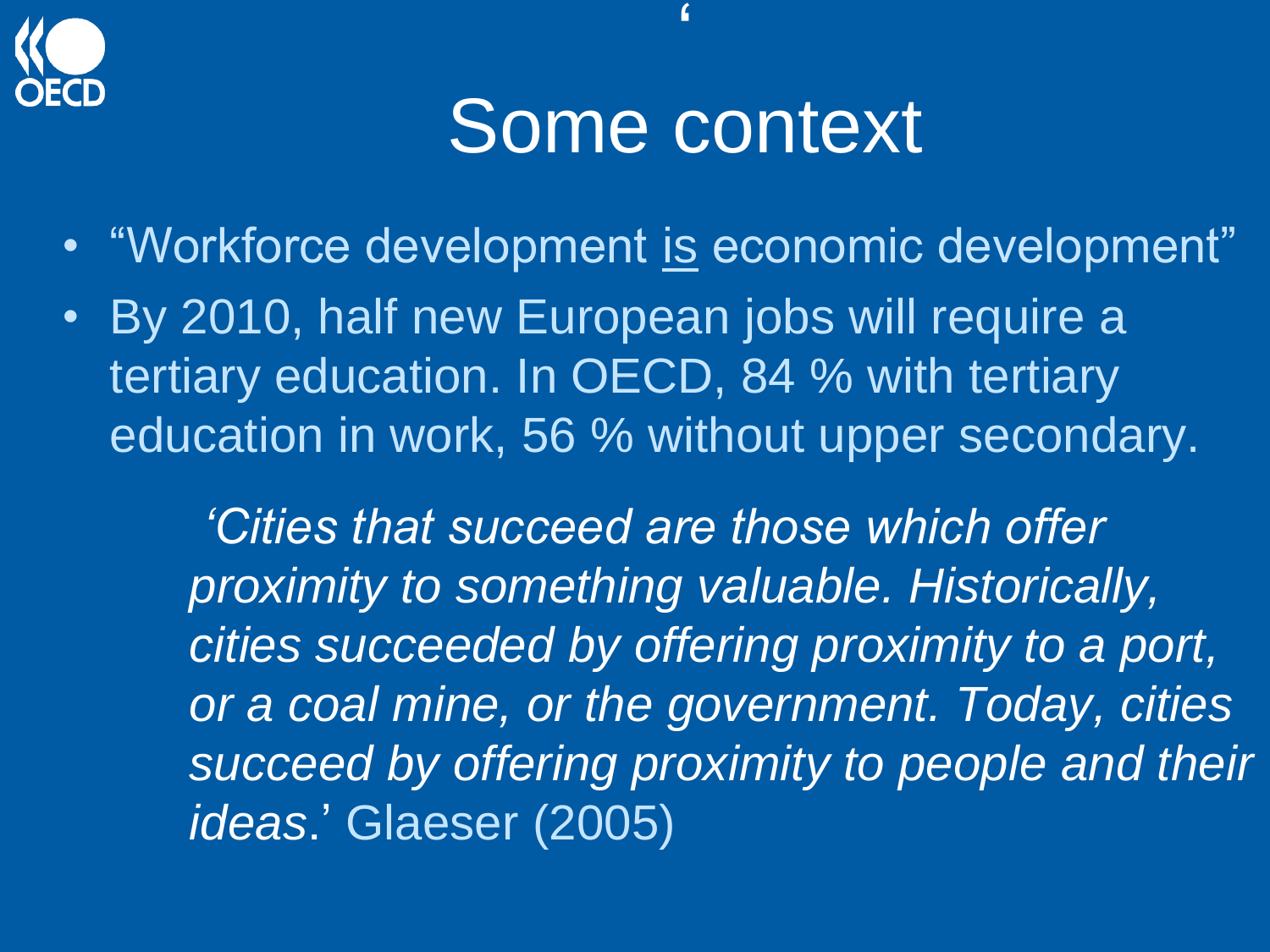# Some context

- "Workforce development is economic development"
- By 2010, half new European jobs will require a tertiary education. In OECD, 84 % with tertiary education in work, 56 % without upper secondary.

*'Cities that succeed are those which offer proximity to something valuable. Historically, cities succeeded by offering proximity to a port, or a coal mine, or the government. Today, cities succeed by offering proximity to people and their ideas*.' Glaeser (2005)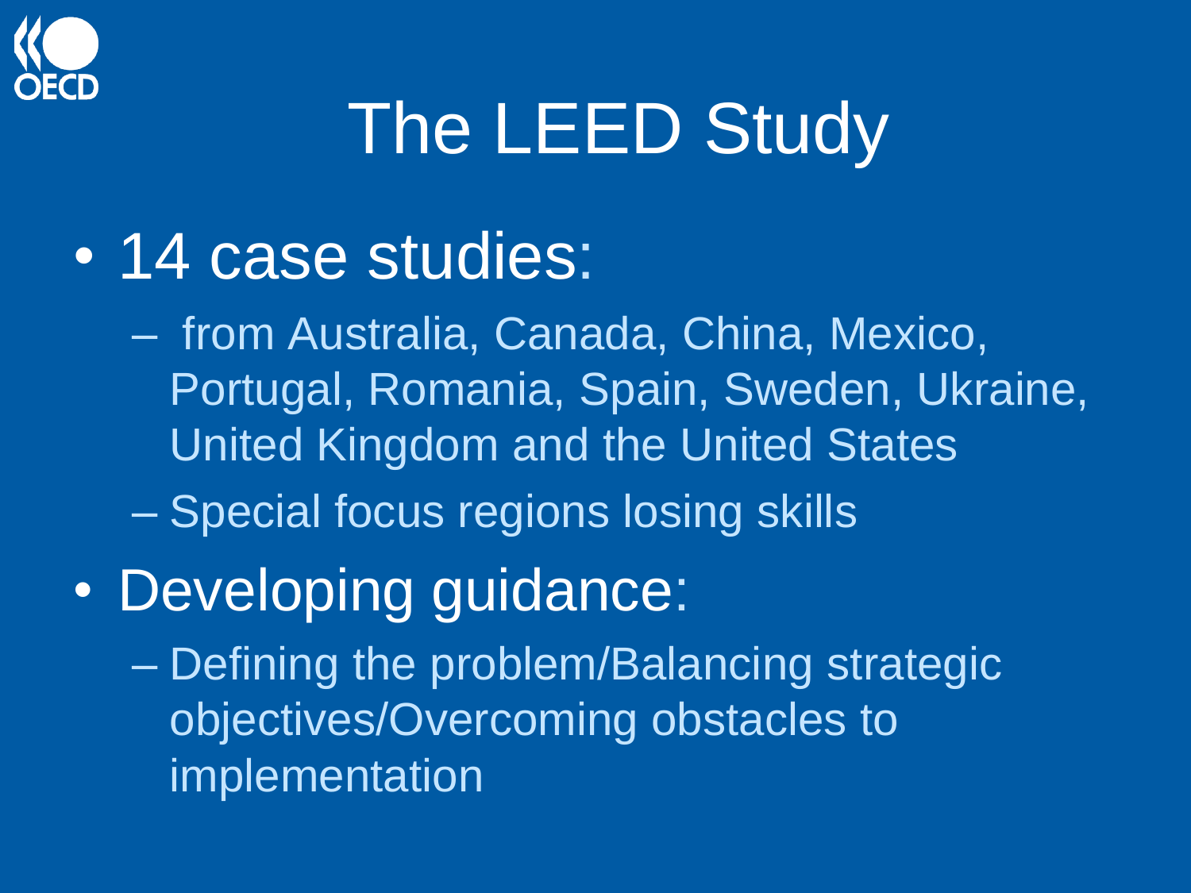# The LEED Study

- 14 case studies:
  - from Australia, Canada, China, Mexico, Portugal, Romania, Spain, Sweden, Ukraine, United Kingdom and the United States
  - Special focus regions losing skills
- Developing guidance:
  - Defining the problem/Balancing strategic objectives/Overcoming obstacles to implementation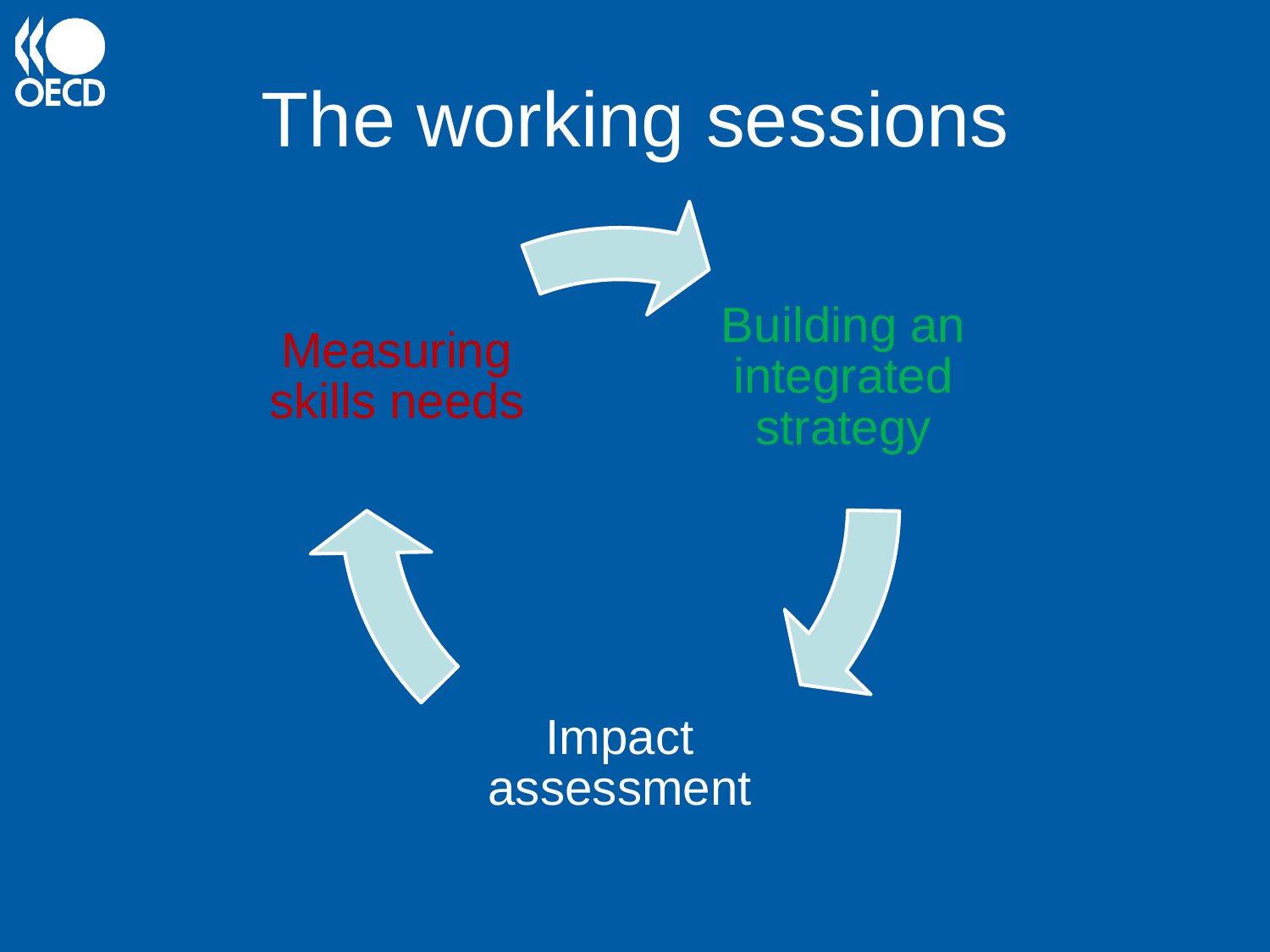# The working sessions

Measuring skills needs

Building an integrated strategy

Impact assessment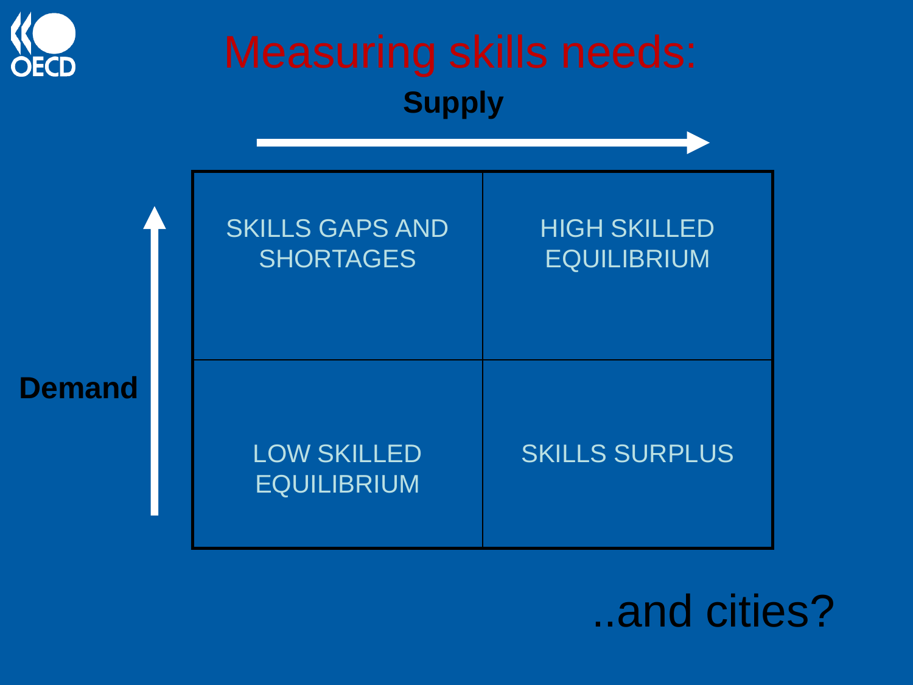# Measuring skills needs:

**Supply** →

**Demand** ↑

| SKILLS GAPS AND SHORTAGES | HIGH SKILLED EQUILIBRIUM |
|---|---|
| LOW SKILLED EQUILIBRIUM | SKILLS SURPLUS |

..and cities?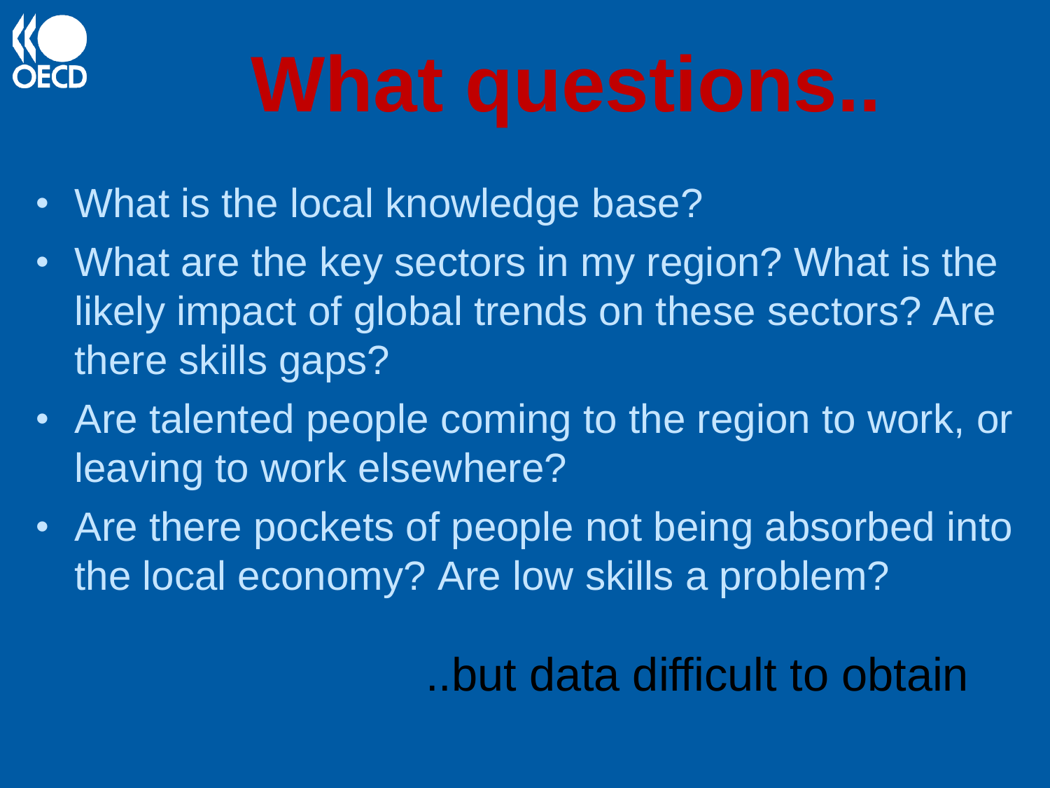# What questions..

- What is the local knowledge base?
- What are the key sectors in my region? What is the likely impact of global trends on these sectors? Are there skills gaps?
- Are talented people coming to the region to work, or leaving to work elsewhere?
- Are there pockets of people not being absorbed into the local economy? Are low skills a problem?

..but data difficult to obtain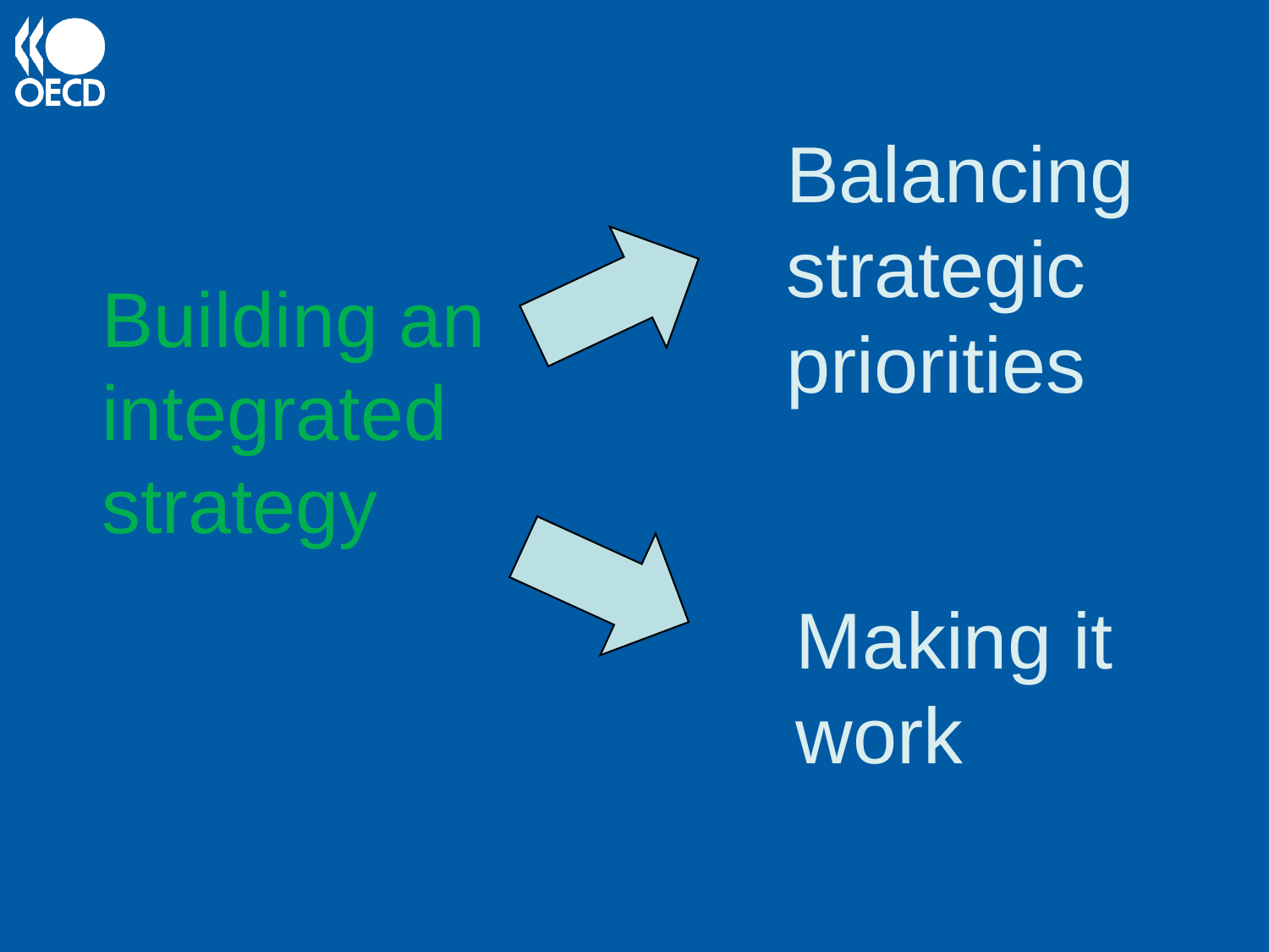Building an integrated strategy

Balancing strategic priorities

Making it work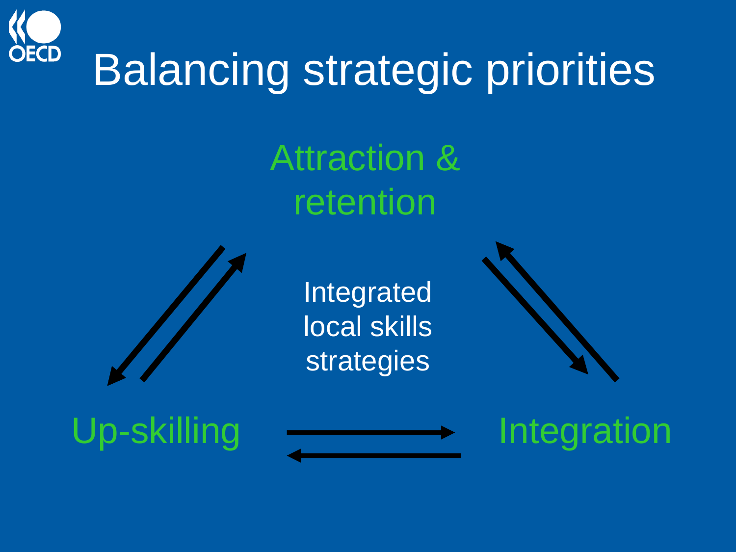# Balancing strategic priorities

Attraction & retention

Integrated local skills strategies

Up-skilling

Integration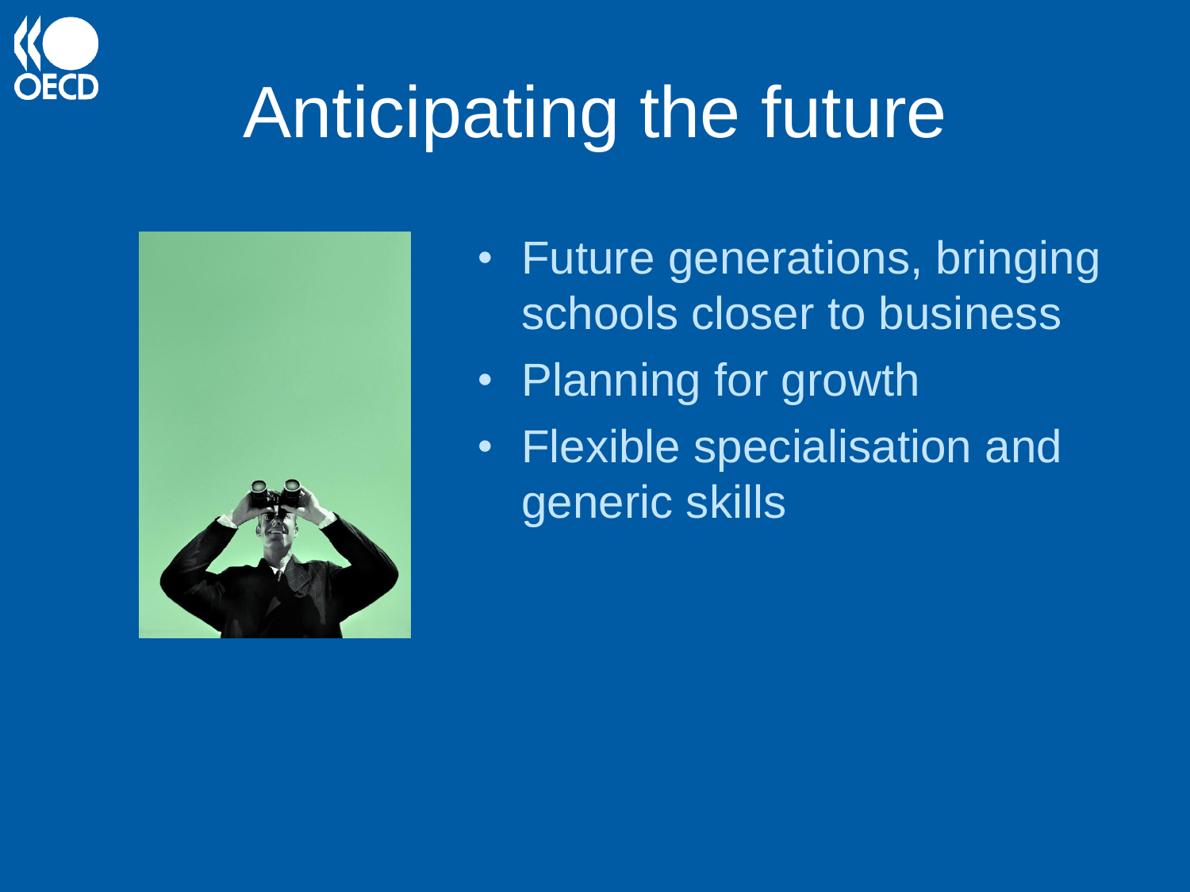# Anticipating the future

- Future generations, bringing schools closer to business
- Planning for growth
- Flexible specialisation and generic skills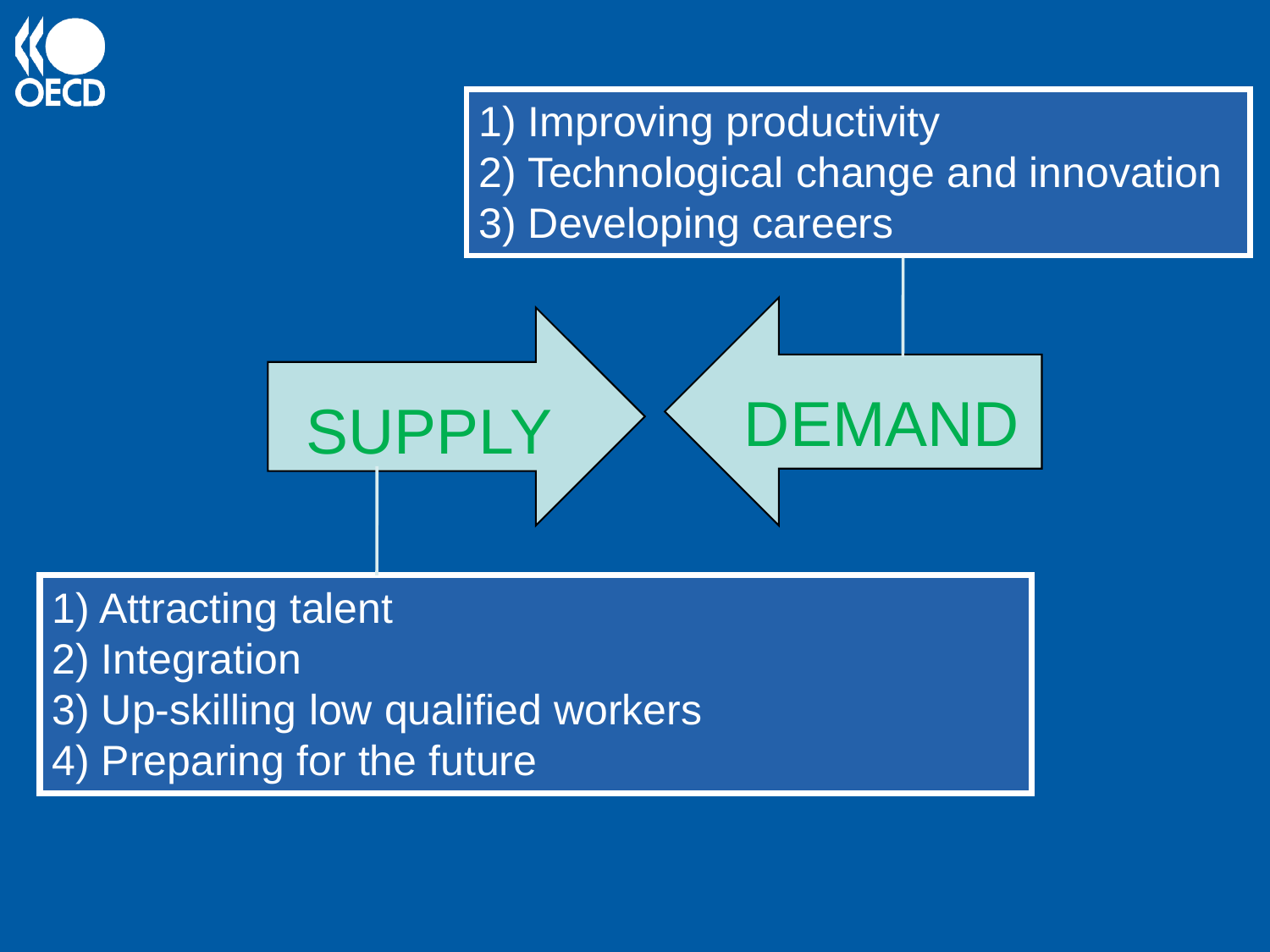1) Improving productivity
2) Technological change and innovation
3) Developing careers

**SUPPLY** → ← **DEMAND**

1) Attracting talent
2) Integration
3) Up-skilling low qualified workers
4) Preparing for the future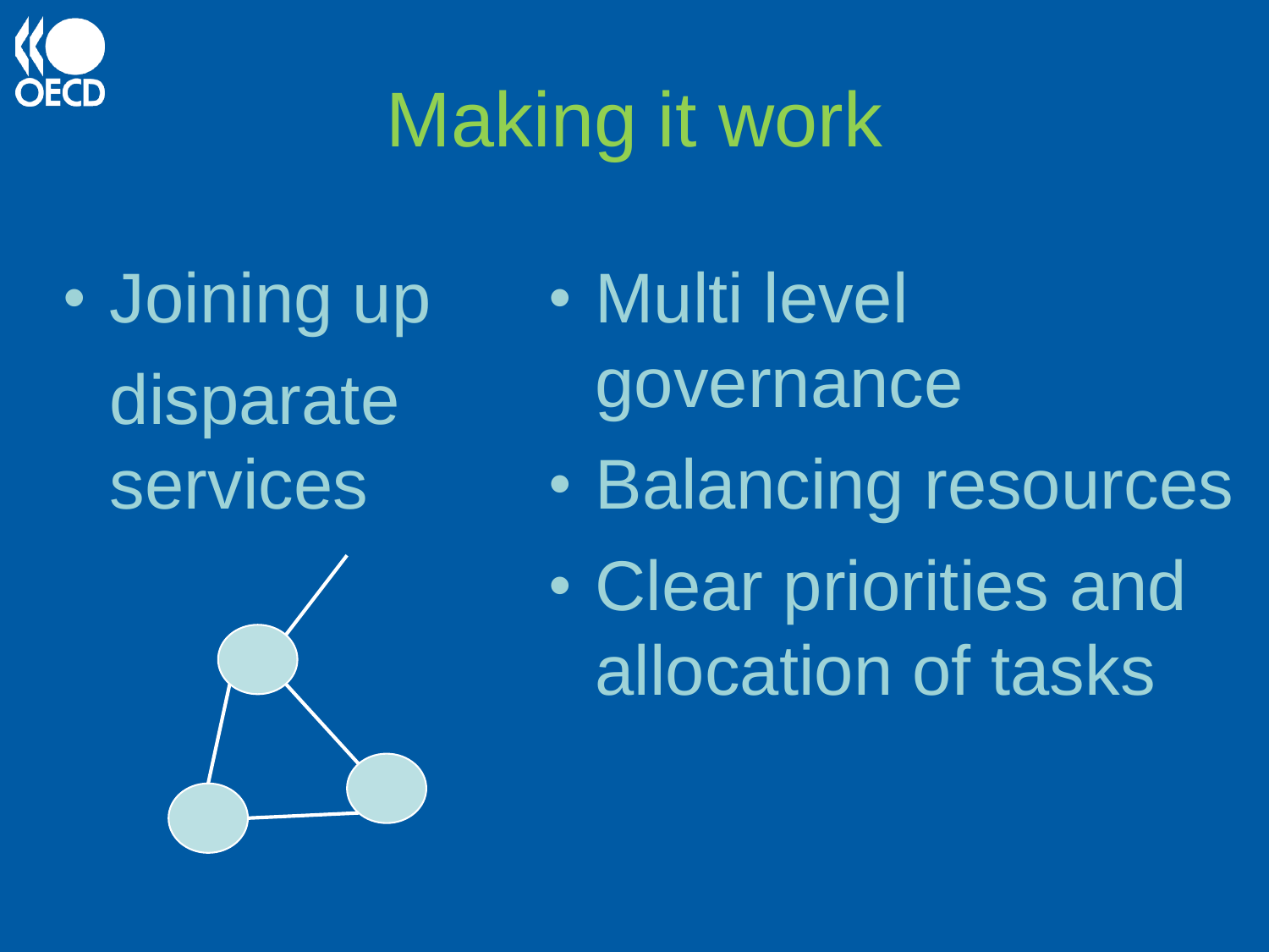# Making it work

- Joining up disparate services
- Multi level governance
- Balancing resources
- Clear priorities and allocation of tasks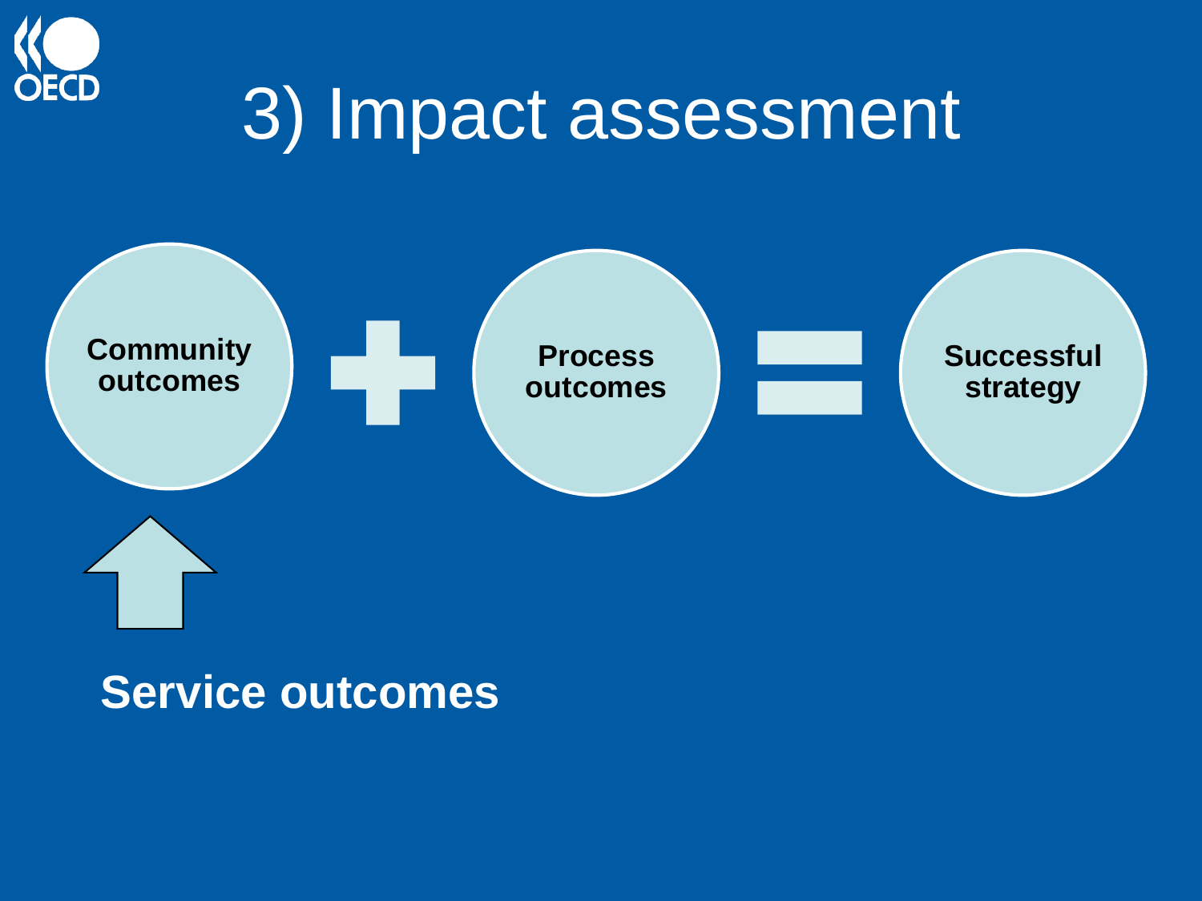# 3) Impact assessment

Community outcomes

Process outcomes

Successful strategy

Service outcomes